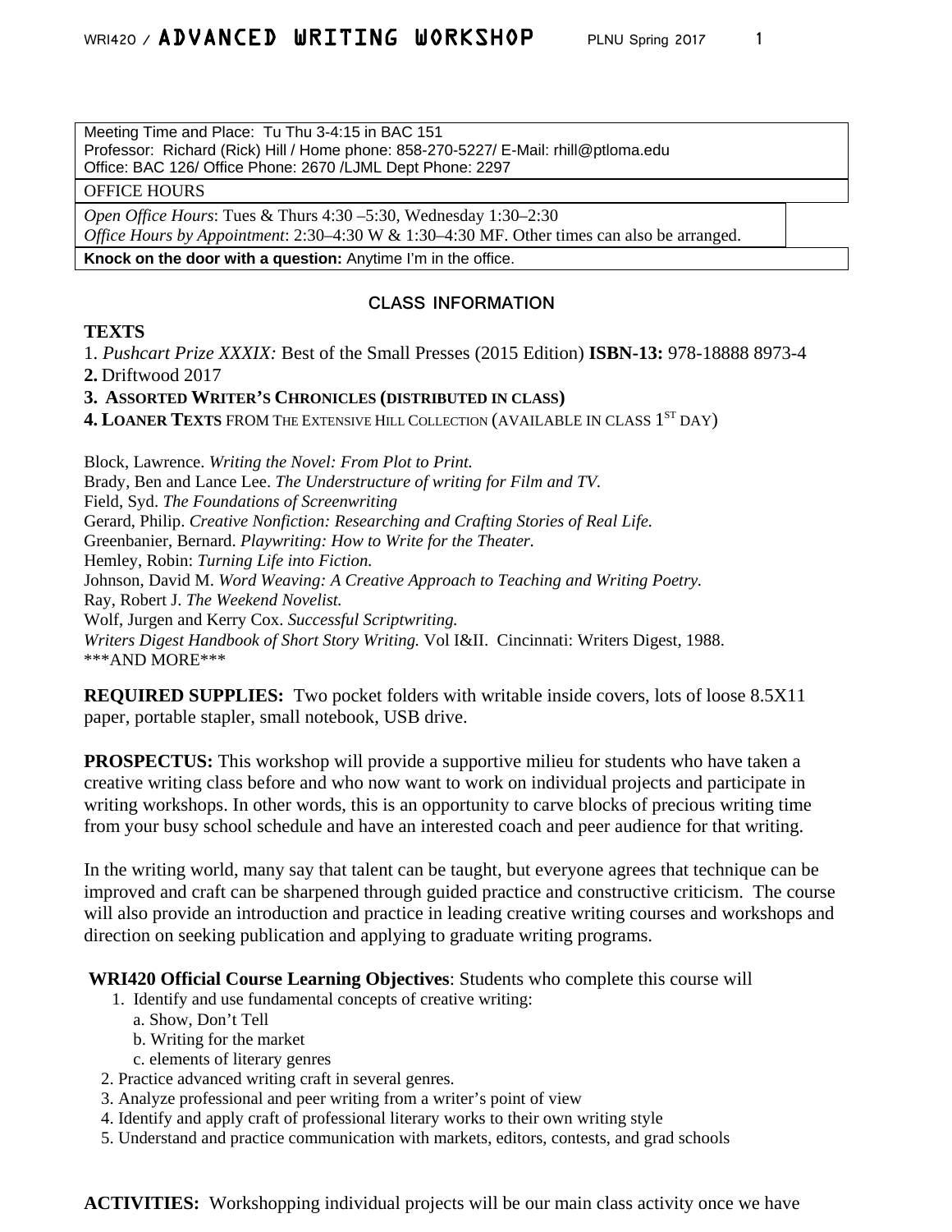| Meeting Time and Place: Tu Thu 3-4:15 in BAC 151<br>Professor: Richard (Rick) Hill / Home phone: 858-270-5227/ E-Mail: rhill@ptloma.edu<br>Office: BAC 126/ Office Phone: 2670 /LJML Dept Phone: 2297 |
| --- |
| OFFICE HOURS |
| *Open Office Hours*: Tues & Thurs 4:30 –5:30, Wednesday 1:30–2:30<br>*Office Hours by Appointment*: 2:30–4:30 W & 1:30–4:30 MF. Other times can also be arranged. |
| **Knock on the door with a question:** Anytime I'm in the office. |

## CLASS INFORMATION

**TEXTS**

1. *Pushcart Prize XXXIX:* Best of the Small Presses (2015 Edition) **ISBN-13:** 978-18888 8973-4
2. Driftwood 2017
3. **ASSORTED WRITER'S CHRONICLES (DISTRIBUTED IN CLASS)**
4. **LOANER TEXTS** FROM THE EXTENSIVE HILL COLLECTION (AVAILABLE IN CLASS 1ST DAY)

Block, Lawrence. *Writing the Novel: From Plot to Print.*
Brady, Ben and Lance Lee. *The Understructure of writing for Film and TV.*
Field, Syd. *The Foundations of Screenwriting*
Gerard, Philip. *Creative Nonfiction: Researching and Crafting Stories of Real Life.*
Greenbanier, Bernard. *Playwriting: How to Write for the Theater.*
Hemley, Robin: *Turning Life into Fiction.*
Johnson, David M. *Word Weaving: A Creative Approach to Teaching and Writing Poetry.*
Ray, Robert J. *The Weekend Novelist.*
Wolf, Jurgen and Kerry Cox. *Successful Scriptwriting.*
*Writers Digest Handbook of Short Story Writing.* Vol I&II. Cincinnati: Writers Digest, 1988.
***AND MORE***

**REQUIRED SUPPLIES:** Two pocket folders with writable inside covers, lots of loose 8.5X11 paper, portable stapler, small notebook, USB drive.

**PROSPECTUS:** This workshop will provide a supportive milieu for students who have taken a creative writing class before and who now want to work on individual projects and participate in writing workshops. In other words, this is an opportunity to carve blocks of precious writing time from your busy school schedule and have an interested coach and peer audience for that writing.

In the writing world, many say that talent can be taught, but everyone agrees that technique can be improved and craft can be sharpened through guided practice and constructive criticism. The course will also provide an introduction and practice in leading creative writing courses and workshops and direction on seeking publication and applying to graduate writing programs.

**WRI420 Official Course Learning Objectives**: Students who complete this course will

1. Identify and use fundamental concepts of creative writing:
   a. Show, Don't Tell
   b. Writing for the market
   c. elements of literary genres
2. Practice advanced writing craft in several genres.
3. Analyze professional and peer writing from a writer's point of view
4. Identify and apply craft of professional literary works to their own writing style
5. Understand and practice communication with markets, editors, contests, and grad schools

**ACTIVITIES:** Workshopping individual projects will be our main class activity once we have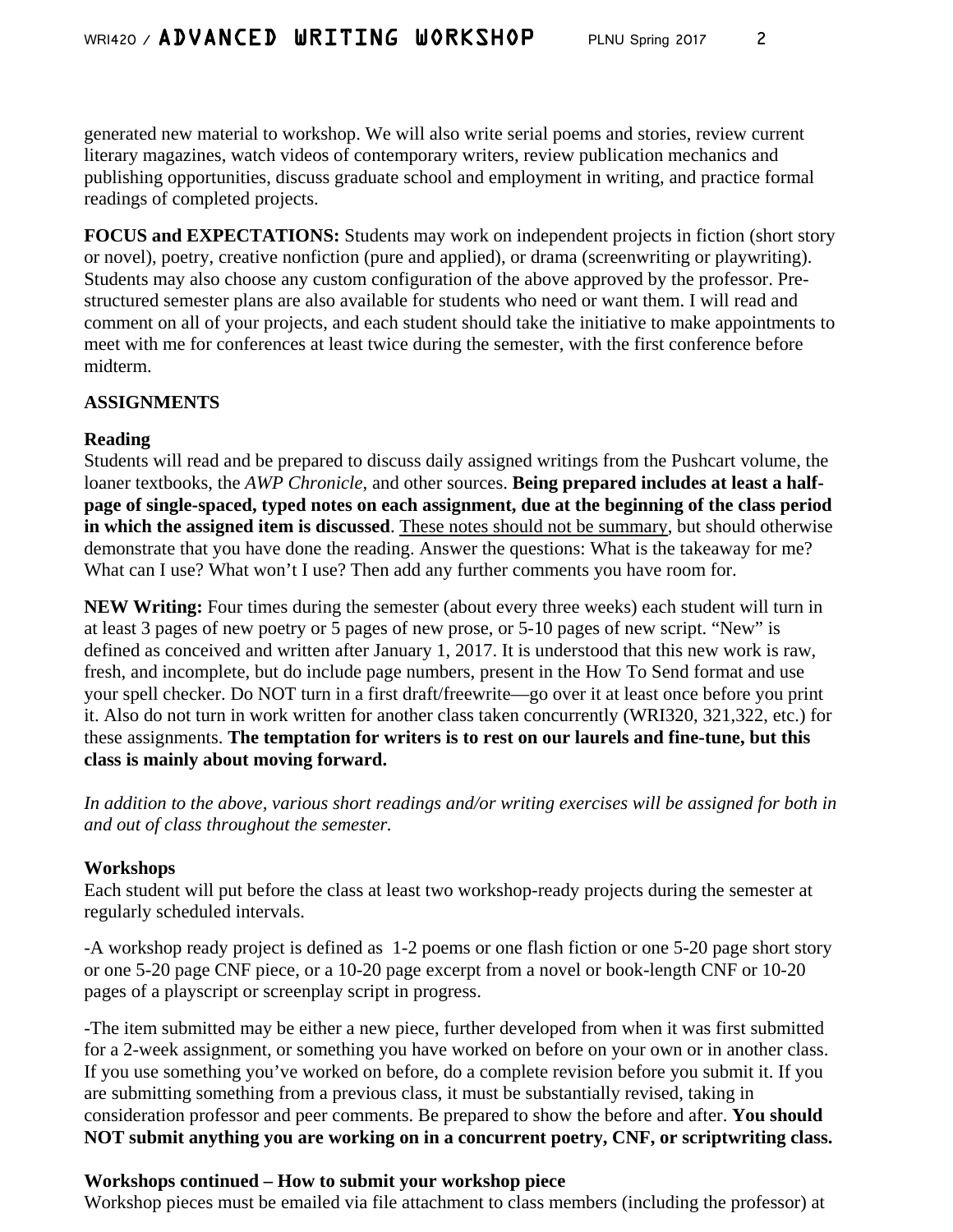generated new material to workshop. We will also write serial poems and stories, review current literary magazines, watch videos of contemporary writers, review publication mechanics and publishing opportunities, discuss graduate school and employment in writing, and practice formal readings of completed projects.

**FOCUS and EXPECTATIONS:** Students may work on independent projects in fiction (short story or novel), poetry, creative nonfiction (pure and applied), or drama (screenwriting or playwriting). Students may also choose any custom configuration of the above approved by the professor. Pre-structured semester plans are also available for students who need or want them. I will read and comment on all of your projects, and each student should take the initiative to make appointments to meet with me for conferences at least twice during the semester, with the first conference before midterm.

**ASSIGNMENTS**

**Reading**
Students will read and be prepared to discuss daily assigned writings from the Pushcart volume, the loaner textbooks, the *AWP Chronicle*, and other sources. **Being prepared includes at least a half-page of single-spaced, typed notes on each assignment, due at the beginning of the class period in which the assigned item is discussed**. <u>These notes should not be summary</u>, but should otherwise demonstrate that you have done the reading. Answer the questions: What is the takeaway for me? What can I use? What won't I use? Then add any further comments you have room for.

**NEW Writing:** Four times during the semester (about every three weeks) each student will turn in at least 3 pages of new poetry or 5 pages of new prose, or 5-10 pages of new script. "New" is defined as conceived and written after January 1, 2017. It is understood that this new work is raw, fresh, and incomplete, but do include page numbers, present in the How To Send format and use your spell checker. Do NOT turn in a first draft/freewrite—go over it at least once before you print it. Also do not turn in work written for another class taken concurrently (WRI320, 321,322, etc.) for these assignments. **The temptation for writers is to rest on our laurels and fine-tune, but this class is mainly about moving forward.**

*In addition to the above, various short readings and/or writing exercises will be assigned for both in and out of class throughout the semester.*

**Workshops**
Each student will put before the class at least two workshop-ready projects during the semester at regularly scheduled intervals.

-A workshop ready project is defined as 1-2 poems or one flash fiction or one 5-20 page short story or one 5-20 page CNF piece, or a 10-20 page excerpt from a novel or book-length CNF or 10-20 pages of a playscript or screenplay script in progress.

-The item submitted may be either a new piece, further developed from when it was first submitted for a 2-week assignment, or something you have worked on before on your own or in another class. If you use something you've worked on before, do a complete revision before you submit it. If you are submitting something from a previous class, it must be substantially revised, taking in consideration professor and peer comments. Be prepared to show the before and after. **You should NOT submit anything you are working on in a concurrent poetry, CNF, or scriptwriting class.**

**Workshops continued – How to submit your workshop piece**
Workshop pieces must be emailed via file attachment to class members (including the professor) at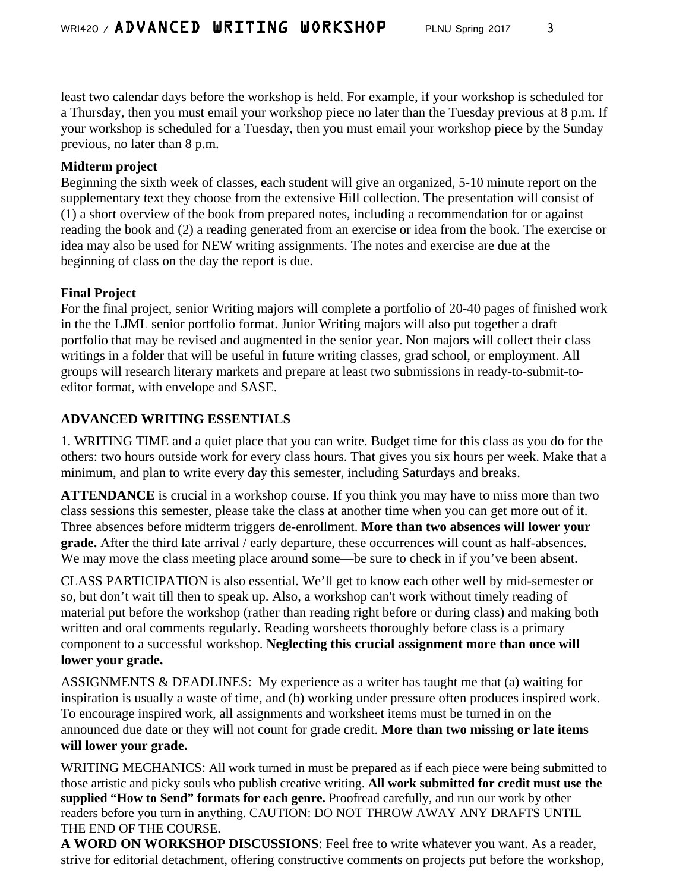least two calendar days before the workshop is held. For example, if your workshop is scheduled for a Thursday, then you must email your workshop piece no later than the Tuesday previous at 8 p.m. If your workshop is scheduled for a Tuesday, then you must email your workshop piece by the Sunday previous, no later than 8 p.m.

**Midterm project**
Beginning the sixth week of classes, **e**ach student will give an organized, 5-10 minute report on the supplementary text they choose from the extensive Hill collection. The presentation will consist of (1) a short overview of the book from prepared notes, including a recommendation for or against reading the book and (2) a reading generated from an exercise or idea from the book. The exercise or idea may also be used for NEW writing assignments. The notes and exercise are due at the beginning of class on the day the report is due.

**Final Project**
For the final project, senior Writing majors will complete a portfolio of 20-40 pages of finished work in the the LJML senior portfolio format. Junior Writing majors will also put together a draft portfolio that may be revised and augmented in the senior year. Non majors will collect their class writings in a folder that will be useful in future writing classes, grad school, or employment. All groups will research literary markets and prepare at least two submissions in ready-to-submit-to-editor format, with envelope and SASE.

**ADVANCED WRITING ESSENTIALS**

1. WRITING TIME and a quiet place that you can write. Budget time for this class as you do for the others: two hours outside work for every class hours. That gives you six hours per week. Make that a minimum, and plan to write every day this semester, including Saturdays and breaks.

**ATTENDANCE** is crucial in a workshop course. If you think you may have to miss more than two class sessions this semester, please take the class at another time when you can get more out of it. Three absences before midterm triggers de-enrollment. **More than two absences will lower your grade.** After the third late arrival / early departure, these occurrences will count as half-absences. We may move the class meeting place around some—be sure to check in if you've been absent.

CLASS PARTICIPATION is also essential. We'll get to know each other well by mid-semester or so, but don't wait till then to speak up. Also, a workshop can't work without timely reading of material put before the workshop (rather than reading right before or during class) and making both written and oral comments regularly. Reading worsheets thoroughly before class is a primary component to a successful workshop. **Neglecting this crucial assignment more than once will lower your grade.**

ASSIGNMENTS & DEADLINES: My experience as a writer has taught me that (a) waiting for inspiration is usually a waste of time, and (b) working under pressure often produces inspired work. To encourage inspired work, all assignments and worksheet items must be turned in on the announced due date or they will not count for grade credit. **More than two missing or late items will lower your grade.**

WRITING MECHANICS: All work turned in must be prepared as if each piece were being submitted to those artistic and picky souls who publish creative writing. **All work submitted for credit must use the supplied "How to Send" formats for each genre.** Proofread carefully, and run our work by other readers before you turn in anything. CAUTION: DO NOT THROW AWAY ANY DRAFTS UNTIL THE END OF THE COURSE.

**A WORD ON WORKSHOP DISCUSSIONS**: Feel free to write whatever you want. As a reader, strive for editorial detachment, offering constructive comments on projects put before the workshop,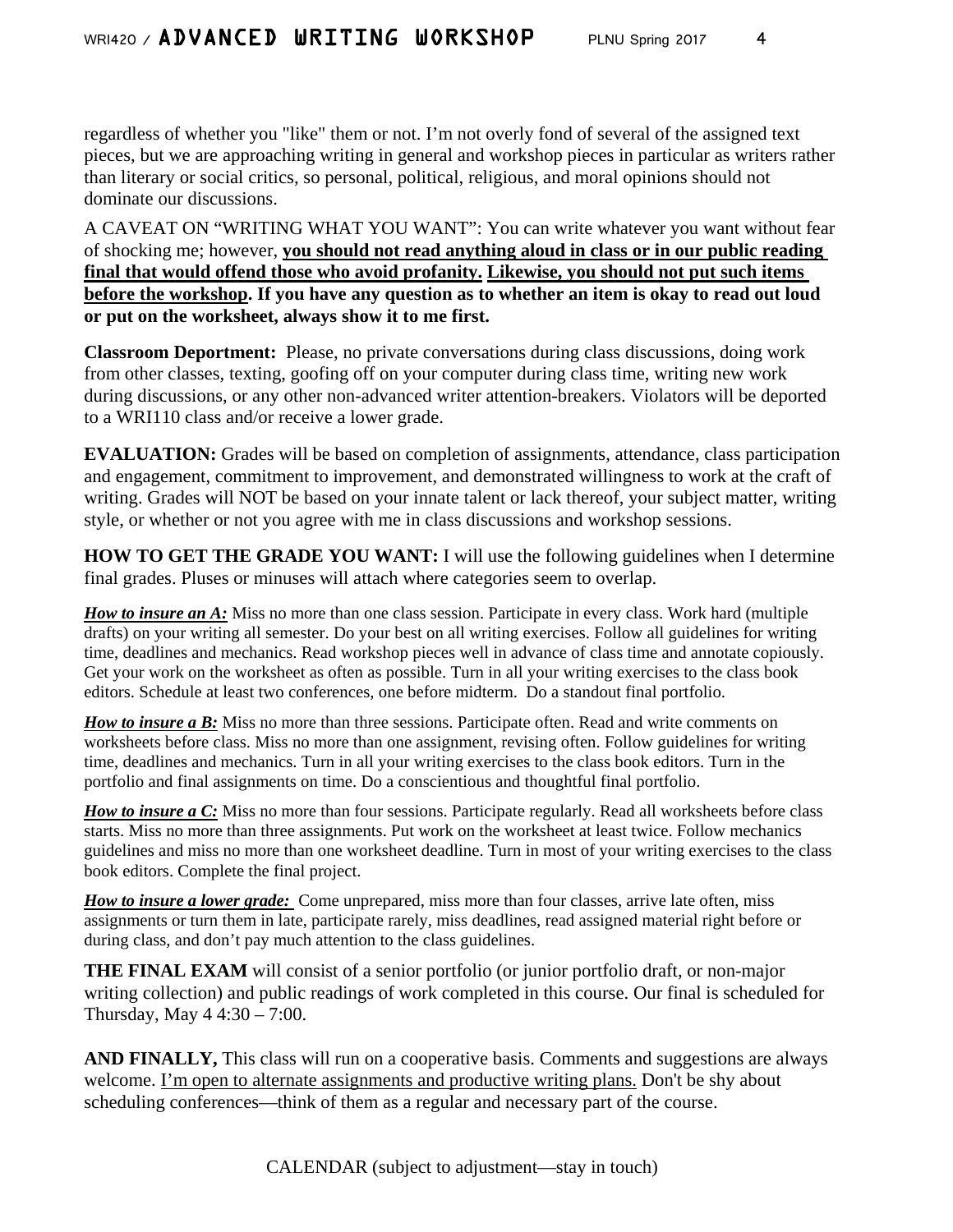regardless of whether you "like" them or not. I'm not overly fond of several of the assigned text pieces, but we are approaching writing in general and workshop pieces in particular as writers rather than literary or social critics, so personal, political, religious, and moral opinions should not dominate our discussions.

A CAVEAT ON "WRITING WHAT YOU WANT": You can write whatever you want without fear of shocking me; however, **<u>you should not read anything aloud in class or in our public reading final that would offend those who avoid profanity.</u> <u>Likewise, you should not put such items before the workshop</u>. If you have any question as to whether an item is okay to read out loud or put on the worksheet, always show it to me first.**

**Classroom Deportment:** Please, no private conversations during class discussions, doing work from other classes, texting, goofing off on your computer during class time, writing new work during discussions, or any other non-advanced writer attention-breakers. Violators will be deported to a WRI110 class and/or receive a lower grade.

**EVALUATION:** Grades will be based on completion of assignments, attendance, class participation and engagement, commitment to improvement, and demonstrated willingness to work at the craft of writing. Grades will NOT be based on your innate talent or lack thereof, your subject matter, writing style, or whether or not you agree with me in class discussions and workshop sessions.

**HOW TO GET THE GRADE YOU WANT:** I will use the following guidelines when I determine final grades. Pluses or minuses will attach where categories seem to overlap.

***<u>How to insure an A:</u>*** Miss no more than one class session. Participate in every class. Work hard (multiple drafts) on your writing all semester. Do your best on all writing exercises. Follow all guidelines for writing time, deadlines and mechanics. Read workshop pieces well in advance of class time and annotate copiously. Get your work on the worksheet as often as possible. Turn in all your writing exercises to the class book editors. Schedule at least two conferences, one before midterm. Do a standout final portfolio.

***<u>How to insure a B:</u>*** Miss no more than three sessions. Participate often. Read and write comments on worksheets before class. Miss no more than one assignment, revising often. Follow guidelines for writing time, deadlines and mechanics. Turn in all your writing exercises to the class book editors. Turn in the portfolio and final assignments on time. Do a conscientious and thoughtful final portfolio.

***<u>How to insure a C:</u>*** Miss no more than four sessions. Participate regularly. Read all worksheets before class starts. Miss no more than three assignments. Put work on the worksheet at least twice. Follow mechanics guidelines and miss no more than one worksheet deadline. Turn in most of your writing exercises to the class book editors. Complete the final project.

***<u>How to insure a lower grade:</u>*** Come unprepared, miss more than four classes, arrive late often, miss assignments or turn them in late, participate rarely, miss deadlines, read assigned material right before or during class, and don't pay much attention to the class guidelines.

**THE FINAL EXAM** will consist of a senior portfolio (or junior portfolio draft, or non-major writing collection) and public readings of work completed in this course. Our final is scheduled for Thursday, May 4 4:30 – 7:00.

**AND FINALLY,** This class will run on a cooperative basis. Comments and suggestions are always welcome. <u>I'm open to alternate assignments and productive writing plans.</u> Don't be shy about scheduling conferences—think of them as a regular and necessary part of the course.

CALENDAR (subject to adjustment—stay in touch)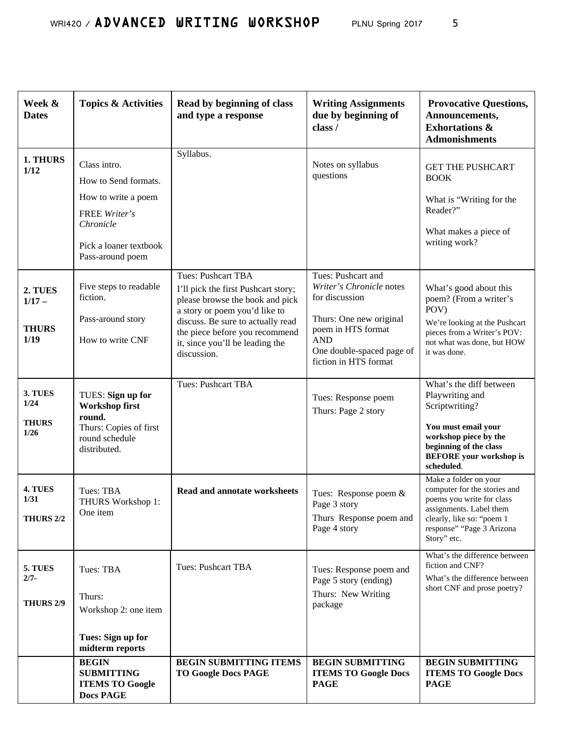| Week & Dates | Topics & Activities | Read by beginning of class and type a response | Writing Assignments due by beginning of class / | Provocative Questions, Announcements, Exhortations & Admonishments |
|---|---|---|---|---|
| **1. THURS 1/12** | Class intro.<br>How to Send formats.<br>How to write a poem<br>FREE *Writer's Chronicle*<br>Pick a loaner textbook<br>Pass-around poem | Syllabus. | Notes on syllabus questions | GET THE PUSHCART BOOK<br>What is "Writing for the Reader?"<br>What makes a piece of writing work? |
| **2. TUES 1/17 –**<br>**THURS 1/19** | Five steps to readable fiction.<br>Pass-around story<br>How to write CNF | Tues: Pushcart TBA<br>I'll pick the first Pushcart story; please browse the book and pick a story or poem you'd like to discuss. Be sure to actually read the piece before you recommend it, since you'll be leading the discussion. | Tues: Pushcart and *Writer's Chronicle* notes for discussion<br>Thurs: One new original poem in HTS format<br>AND<br>One double-spaced page of fiction in HTS format | What's good about this poem? (From a writer's POV)<br>We're looking at the Pushcart pieces from a Writer's POV: not what was done, but HOW it was done. |
| **3. TUES 1/24**<br>**THURS 1/26** | TUES: **Sign up for Workshop first round.**<br>Thurs: Copies of first round schedule distributed. | Tues: Pushcart TBA | Tues: Response poem<br>Thurs: Page 2 story | What's the diff between Playwriting and Scriptwriting?<br>**You must email your workshop piece by the beginning of the class BEFORE your workshop is scheduled**. |
| **4. TUES 1/31**<br>**THURS 2/2** | Tues: TBA<br>THURS Workshop 1: One item | **Read and annotate worksheets** | Tues: Response poem & Page 3 story<br>Thurs Response poem and Page 4 story | Make a folder on your computer for the stories and poems you write for class assignments. Label them clearly, like so: "poem 1 response" "Page 3 Arizona Story" etc. |
| **5. TUES 2/7-**<br>**THURS 2/9** | Tues: TBA<br>Thurs:<br>Workshop 2: one item<br>**Tues: Sign up for midterm reports** | Tues: Pushcart TBA | Tues: Response poem and Page 5 story (ending)<br>Thurs: New Writing package | What's the difference between fiction and CNF?<br>What's the difference between short CNF and prose poetry? |
| | **BEGIN SUBMITTING ITEMS TO Google Docs PAGE** | **BEGIN SUBMITTING ITEMS TO Google Docs PAGE** | **BEGIN SUBMITTING ITEMS TO Google Docs PAGE** | **BEGIN SUBMITTING ITEMS TO Google Docs PAGE** |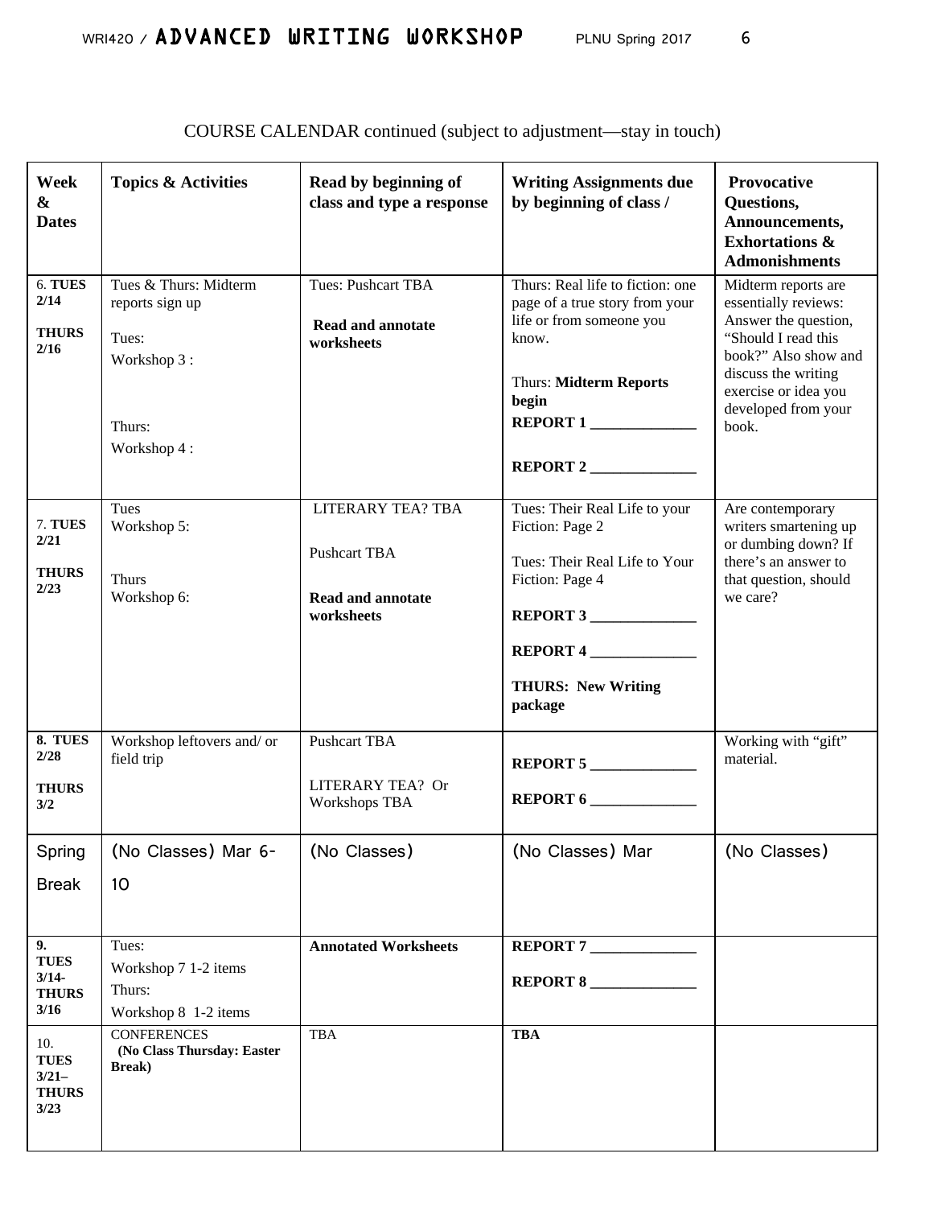COURSE CALENDAR continued (subject to adjustment—stay in touch)

| Week & Dates | Topics & Activities | Read by beginning of class and type a response | Writing Assignments due by beginning of class / | Provocative Questions, Announcements, Exhortations & Admonishments |
|---|---|---|---|---|
| 6. **TUES 2/14** **THURS 2/16** | Tues & Thurs: Midterm reports sign up<br>Tues:<br>Workshop 3 :<br>Thurs:<br>Workshop 4 : | Tues: Pushcart TBA<br>**Read and annotate worksheets** | Thurs: Real life to fiction: one page of a true story from your life or from someone you know.<br>Thurs: **Midterm Reports begin**<br>**REPORT 1 ______________**<br>**REPORT 2 ______________** | Midterm reports are essentially reviews: Answer the question, “Should I read this book?” Also show and discuss the writing exercise or idea you developed from your book. |
| 7. **TUES 2/21** **THURS 2/23** | Tues<br>Workshop 5:<br>Thurs<br>Workshop 6: | LITERARY TEA? TBA<br>Pushcart TBA<br>**Read and annotate worksheets** | Tues: Their Real Life to your Fiction: Page 2<br>Tues: Their Real Life to Your Fiction: Page 4<br>**REPORT 3 ______________**<br>**REPORT 4 ______________**<br>**THURS: New Writing package** | Are contemporary writers smartening up or dumbing down? If there’s an answer to that question, should we care? |
| **8. TUES 2/28** **THURS 3/2** | Workshop leftovers and/ or field trip | Pushcart TBA<br>LITERARY TEA? Or Workshops TBA | **REPORT 5 ______________**<br>**REPORT 6 ______________** | Working with “gift” material. |
| Spring Break | (No Classes) Mar 6-10 | (No Classes) | (No Classes) Mar | (No Classes) |
| **9. TUES 3/14- THURS 3/16** | Tues:<br>Workshop 7 1-2 items<br>Thurs:<br>Workshop 8 1-2 items | **Annotated Worksheets** | **REPORT 7 ______________**<br>**REPORT 8 ______________** | |
| 10. **TUES 3/21– THURS 3/23** | CONFERENCES<br>**(No Class Thursday: Easter Break)** | TBA | **TBA** | |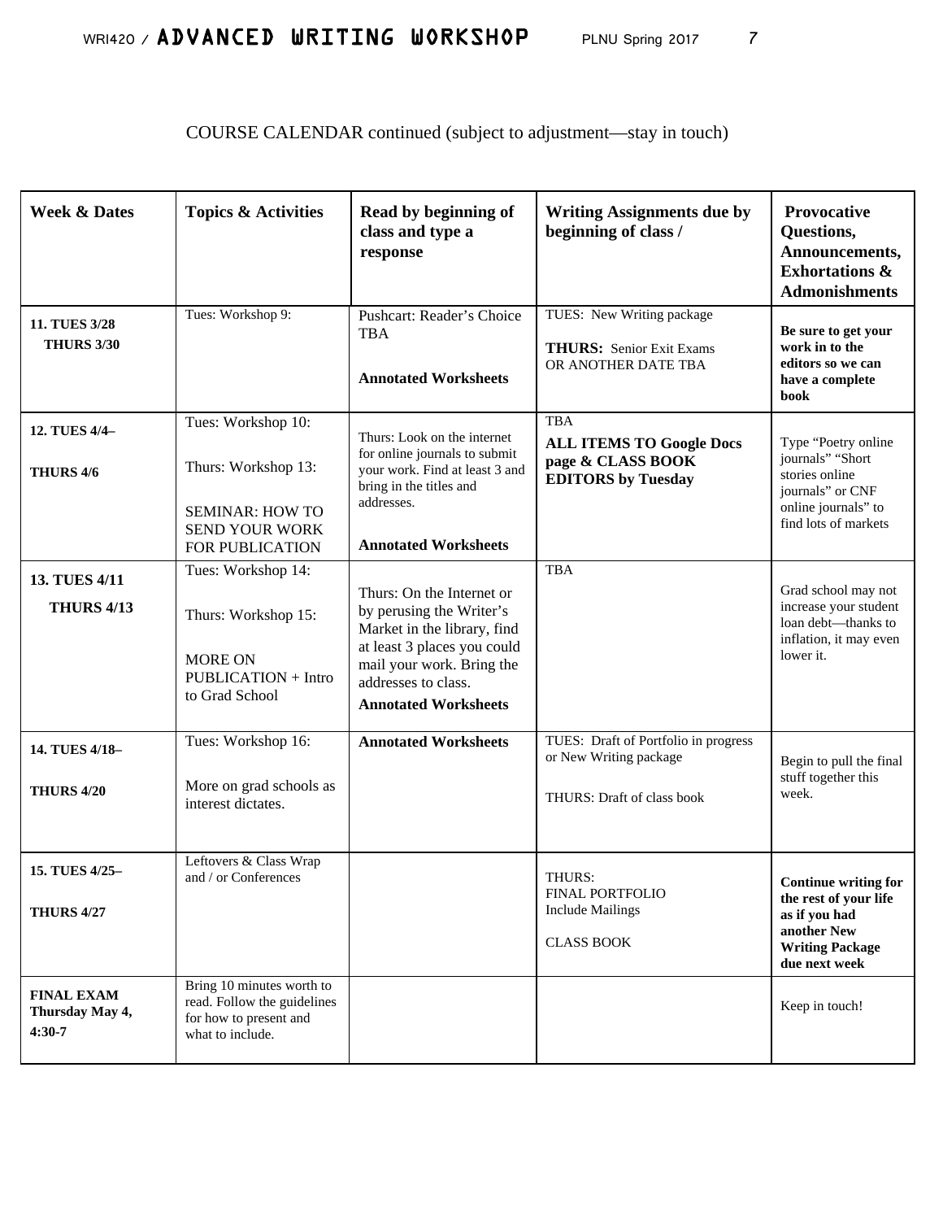COURSE CALENDAR continued (subject to adjustment—stay in touch)

| Week & Dates | Topics & Activities | Read by beginning of class and type a response | Writing Assignments due by beginning of class / | Provocative Questions, Announcements, Exhortations & Admonishments |
|---|---|---|---|---|
| **11. TUES 3/28** **THURS 3/30** | Tues: Workshop 9: | Pushcart: Reader's Choice TBA **Annotated Worksheets** | TUES: New Writing package **THURS:** Senior Exit Exams OR ANOTHER DATE TBA | **Be sure to get your work in to the editors so we can have a complete book** |
| **12. TUES 4/4–** **THURS 4/6** | Tues: Workshop 10: Thurs: Workshop 13: SEMINAR: HOW TO SEND YOUR WORK FOR PUBLICATION | Thurs: Look on the internet for online journals to submit your work. Find at least 3 and bring in the titles and addresses. **Annotated Worksheets** | TBA **ALL ITEMS TO Google Docs page & CLASS BOOK EDITORS by Tuesday** | Type "Poetry online journals" "Short stories online journals" or CNF online journals" to find lots of markets |
| **13. TUES 4/11** **THURS 4/13** | Tues: Workshop 14: Thurs: Workshop 15: MORE ON PUBLICATION + Intro to Grad School | Thurs: On the Internet or by perusing the Writer's Market in the library, find at least 3 places you could mail your work. Bring the addresses to class. **Annotated Worksheets** | TBA | Grad school may not increase your student loan debt—thanks to inflation, it may even lower it. |
| **14. TUES 4/18–** **THURS 4/20** | Tues: Workshop 16: More on grad schools as interest dictates. | **Annotated Worksheets** | TUES: Draft of Portfolio in progress or New Writing package THURS: Draft of class book | Begin to pull the final stuff together this week. |
| **15. TUES 4/25–** **THURS 4/27** | Leftovers & Class Wrap and / or Conferences | | THURS: FINAL PORTFOLIO Include Mailings CLASS BOOK | **Continue writing for the rest of your life as if you had another New Writing Package due next week** |
| **FINAL EXAM Thursday May 4, 4:30-7** | Bring 10 minutes worth to read. Follow the guidelines for how to present and what to include. | | | Keep in touch! |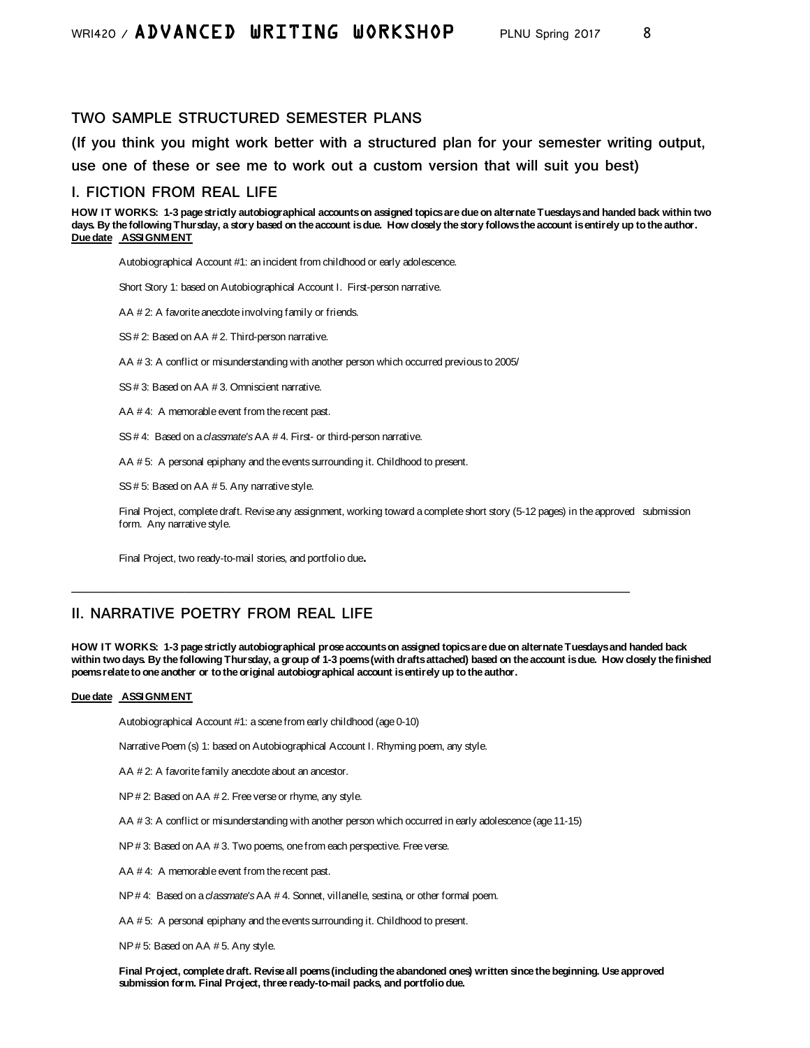## TWO SAMPLE STRUCTURED SEMESTER PLANS

### (If you think you might work better with a structured plan for your semester writing output, use one of these or see me to work out a custom version that will suit you best)

### I. FICTION FROM REAL LIFE

**HOW IT WORKS: 1-3 page strictly autobiographical accounts on assigned topics are due on alternate Tuesdays and handed back within two days. By the following Thursday, a story based on the account is due. How closely the story follows the account is entirely up to the author.**

**Due date ASSIGNMENT**

Autobiographical Account #1: an incident from childhood or early adolescence.

Short Story 1: based on Autobiographical Account I. First-person narrative.

AA # 2: A favorite anecdote involving family or friends.

SS # 2: Based on AA # 2. Third-person narrative.

AA # 3: A conflict or misunderstanding with another person which occurred previous to 2005/

SS # 3: Based on AA # 3. Omniscient narrative.

AA # 4: A memorable event from the recent past.

SS # 4: Based on a *classmate's* AA # 4. First- or third-person narrative.

AA # 5: A personal epiphany and the events surrounding it. Childhood to present.

SS # 5: Based on AA # 5. Any narrative style.

Final Project, complete draft. Revise any assignment, working toward a complete short story (5-12 pages) in the approved submission form. Any narrative style.

Final Project, two ready-to-mail stories, and portfolio due**.**

---

### II. NARRATIVE POETRY FROM REAL LIFE

**HOW IT WORKS: 1-3 page strictly autobiographical prose accounts on assigned topics are due on alternate Tuesdays and handed back within two days. By the following Thursday, a group of 1-3 poems (with drafts attached) based on the account is due. How closely the finished poems relate to one another or to the original autobiographical account is entirely up to the author.**

**Due date ASSIGNMENT**

Autobiographical Account #1: a scene from early childhood (age 0-10)

Narrative Poem (s) 1: based on Autobiographical Account I. Rhyming poem, any style.

AA # 2: A favorite family anecdote about an ancestor.

NP # 2: Based on AA # 2. Free verse or rhyme, any style.

AA # 3: A conflict or misunderstanding with another person which occurred in early adolescence (age 11-15)

NP # 3: Based on AA # 3. Two poems, one from each perspective. Free verse.

AA # 4: A memorable event from the recent past.

NP # 4: Based on a *classmate's* AA # 4. Sonnet, villanelle, sestina, or other formal poem.

AA # 5: A personal epiphany and the events surrounding it. Childhood to present.

NP # 5: Based on AA # 5. Any style.

**Final Project, complete draft. Revise all poems (including the abandoned ones) written since the beginning. Use approved submission form. Final Project, three ready-to-mail packs, and portfolio due.**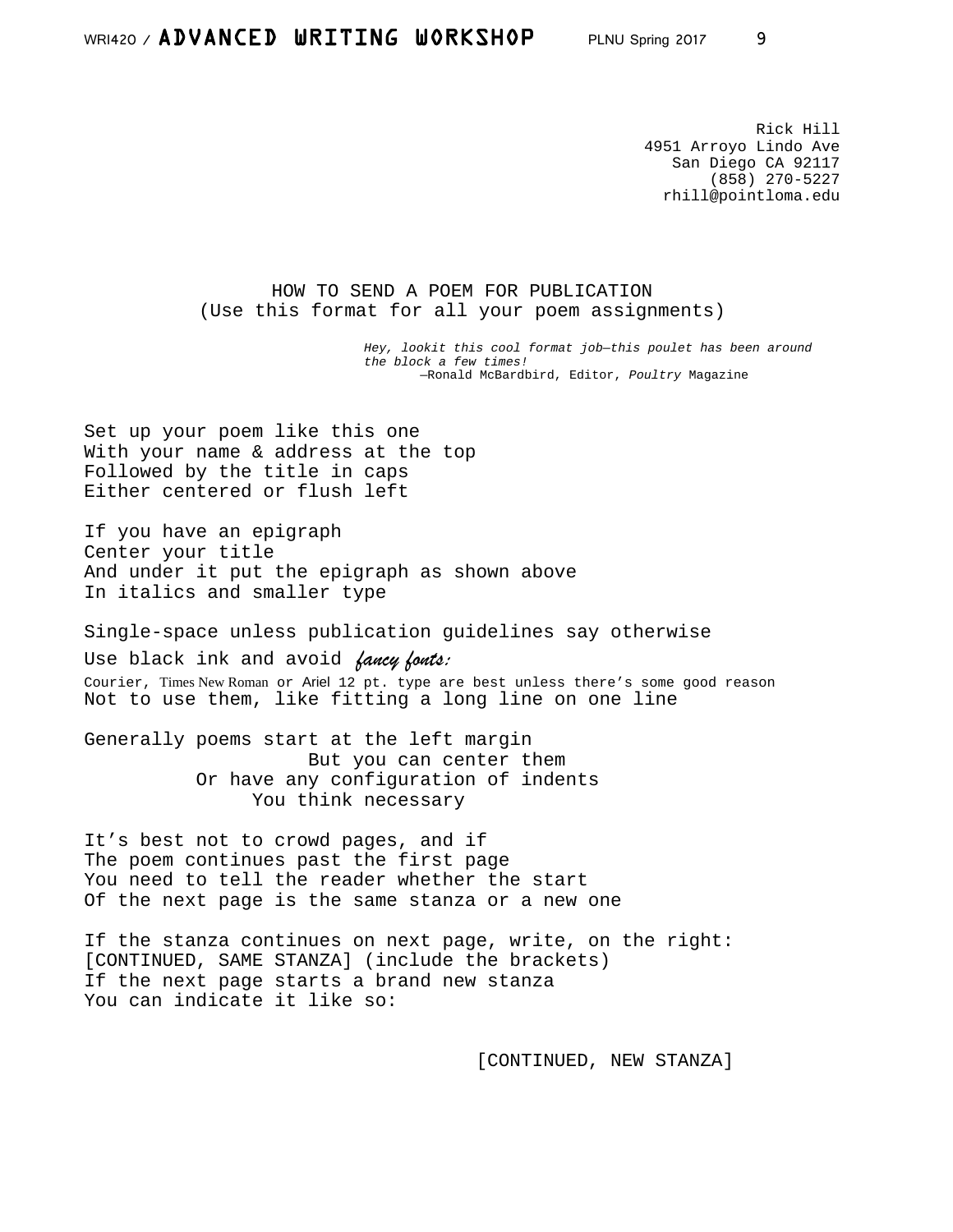Rick Hill
4951 Arroyo Lindo Ave
San Diego CA 92117
(858) 270-5227
rhill@pointloma.edu

HOW TO SEND A POEM FOR PUBLICATION
(Use this format for all your poem assignments)

*Hey, lookit this cool format job—this poulet has been around the block a few times!*
—Ronald McBardbird, Editor, *Poultry* Magazine

Set up your poem like this one
With your name & address at the top
Followed by the title in caps
Either centered or flush left

If you have an epigraph
Center your title
And under it put the epigraph as shown above
In italics and smaller type

Single-space unless publication guidelines say otherwise
Use black ink and avoid *fancy fonts:*
Courier, Times New Roman or Ariel 12 pt. type are best unless there's some good reason
Not to use them, like fitting a long line on one line

Generally poems start at the left margin
                    But you can center them
          Or have any configuration of indents
               You think necessary

It's best not to crowd pages, and if
The poem continues past the first page
You need to tell the reader whether the start
Of the next page is the same stanza or a new one

If the stanza continues on next page, write, on the right:
[CONTINUED, SAME STANZA] (include the brackets)
If the next page starts a brand new stanza
You can indicate it like so:

[CONTINUED, NEW STANZA]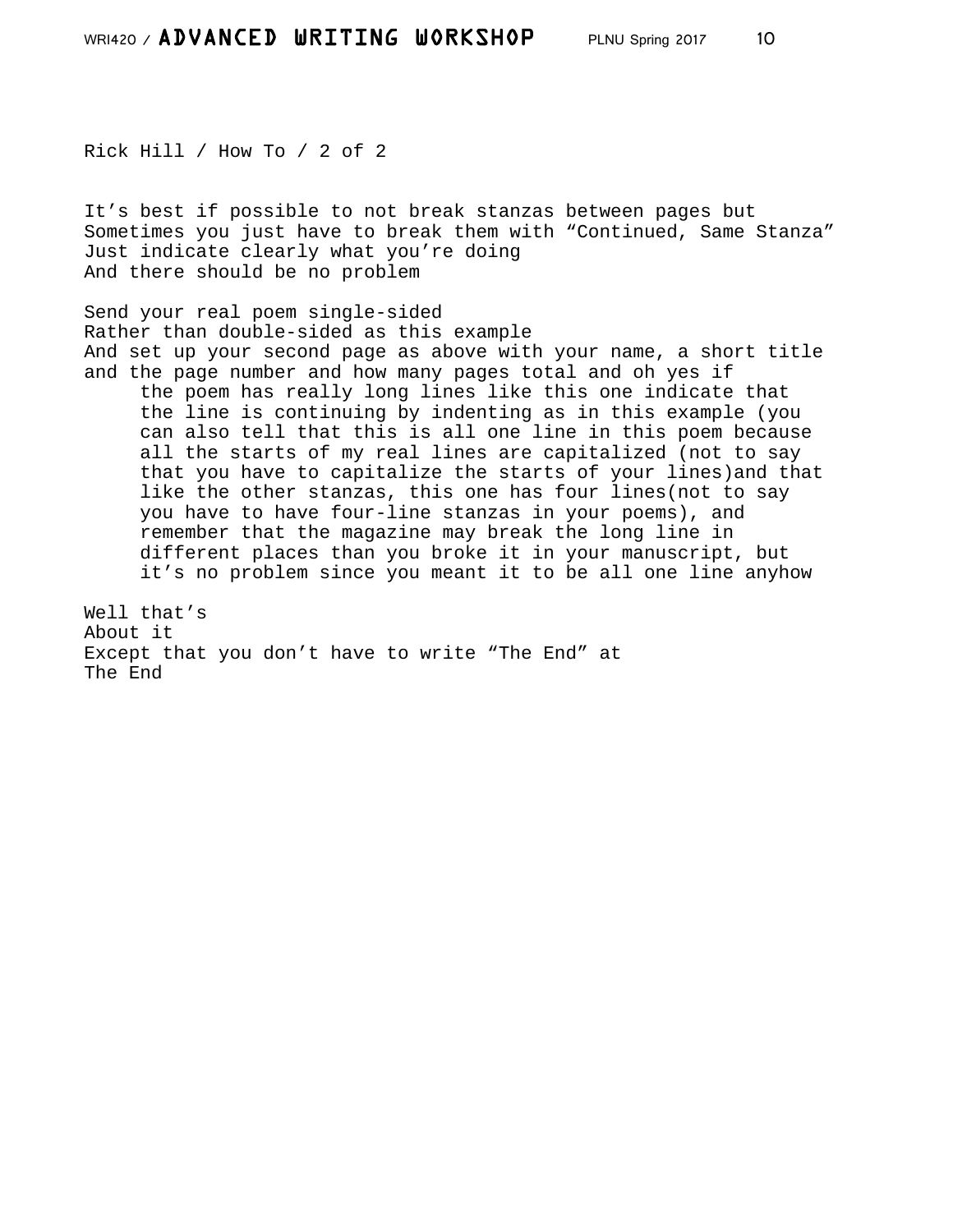```
Rick Hill / How To / 2 of 2


It’s best if possible to not break stanzas between pages but
Sometimes you just have to break them with “Continued, Same Stanza”
Just indicate clearly what you’re doing
And there should be no problem

Send your real poem single-sided
Rather than double-sided as this example
And set up your second page as above with your name, a short title
and the page number and how many pages total and oh yes if
     the poem has really long lines like this one indicate that
     the line is continuing by indenting as in this example (you
     can also tell that this is all one line in this poem because
     all the starts of my real lines are capitalized (not to say
     that you have to capitalize the starts of your lines)and that
     like the other stanzas, this one has four lines(not to say
     you have to have four-line stanzas in your poems), and
     remember that the magazine may break the long line in
     different places than you broke it in your manuscript, but
     it’s no problem since you meant it to be all one line anyhow

Well that’s
About it
Except that you don’t have to write “The End” at
The End
```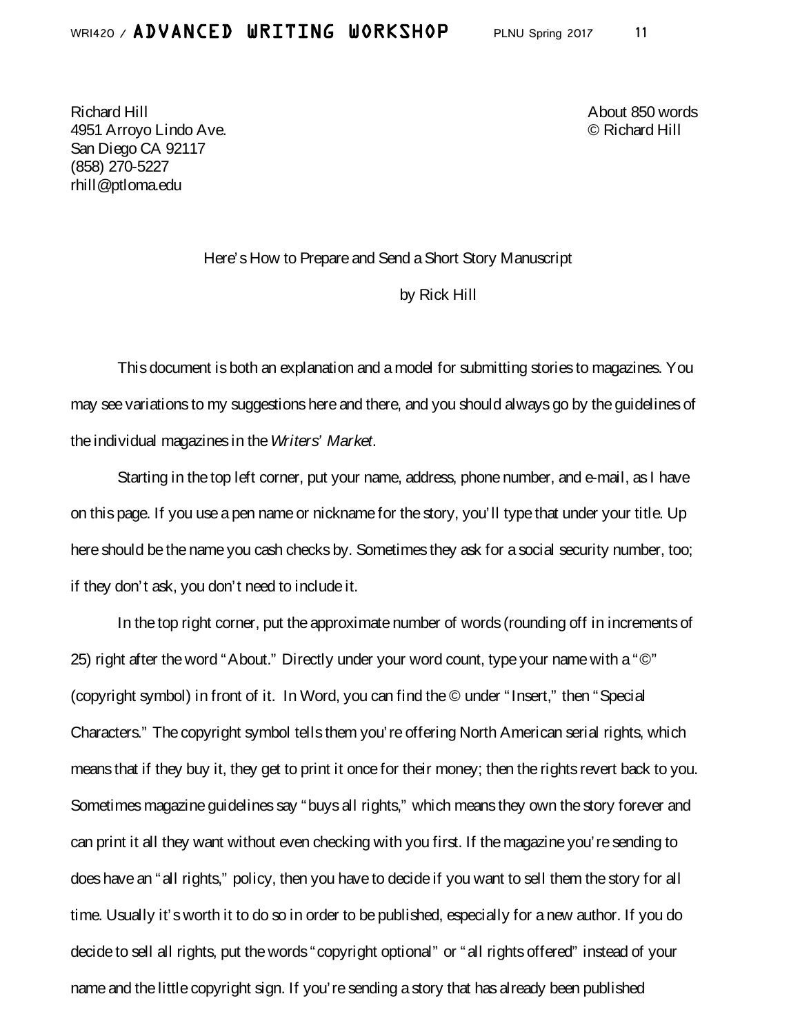Richard Hill
4951 Arroyo Lindo Ave.
San Diego CA 92117
(858) 270-5227
rhill@ptloma.edu

About 850 words
© Richard Hill

Here's How to Prepare and Send a Short Story Manuscript

by Rick Hill

This document is both an explanation and a model for submitting stories to magazines. You may see variations to my suggestions here and there, and you should always go by the guidelines of the individual magazines in the *Writers' Market*.

Starting in the top left corner, put your name, address, phone number, and e-mail, as I have on this page. If you use a pen name or nickname for the story, you'll type that under your title. Up here should be the name you cash checks by. Sometimes they ask for a social security number, too; if they don't ask, you don't need to include it.

In the top right corner, put the approximate number of words (rounding off in increments of 25) right after the word "About." Directly under your word count, type your name with a "©" (copyright symbol) in front of it. In Word, you can find the © under "Insert," then "Special Characters." The copyright symbol tells them you're offering North American serial rights, which means that if they buy it, they get to print it once for their money; then the rights revert back to you. Sometimes magazine guidelines say "buys all rights," which means they own the story forever and can print it all they want without even checking with you first. If the magazine you're sending to does have an "all rights," policy, then you have to decide if you want to sell them the story for all time. Usually it's worth it to do so in order to be published, especially for a new author. If you do decide to sell all rights, put the words "copyright optional" or "all rights offered" instead of your name and the little copyright sign. If you're sending a story that has already been published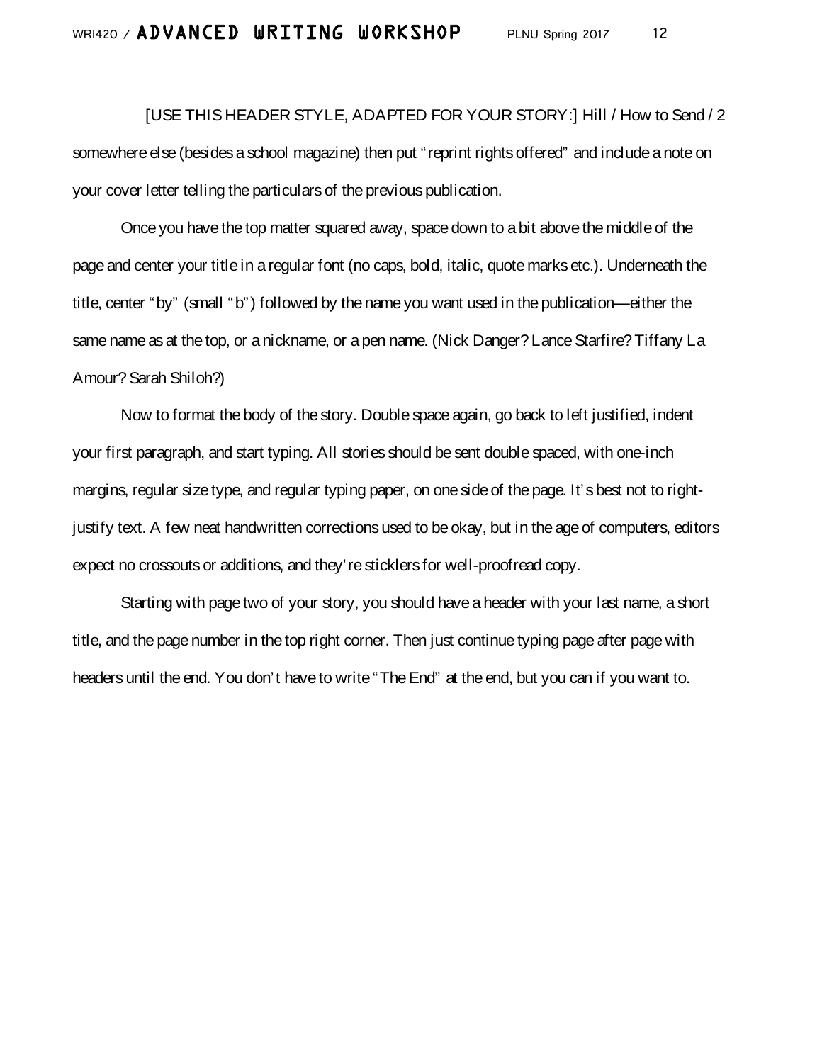[USE THIS HEADER STYLE, ADAPTED FOR YOUR STORY:] Hill / How to Send / 2

somewhere else (besides a school magazine) then put "reprint rights offered" and include a note on your cover letter telling the particulars of the previous publication.

Once you have the top matter squared away, space down to a bit above the middle of the page and center your title in a regular font (no caps, bold, italic, quote marks etc.). Underneath the title, center "by" (small "b") followed by the name you want used in the publication—either the same name as at the top, or a nickname, or a pen name. (Nick Danger? Lance Starfire? Tiffany La Amour? Sarah Shiloh?)

Now to format the body of the story. Double space again, go back to left justified, indent your first paragraph, and start typing. All stories should be sent double spaced, with one-inch margins, regular size type, and regular typing paper, on one side of the page. It's best not to right-justify text. A few neat handwritten corrections used to be okay, but in the age of computers, editors expect no crossouts or additions, and they're sticklers for well-proofread copy.

Starting with page two of your story, you should have a header with your last name, a short title, and the page number in the top right corner. Then just continue typing page after page with headers until the end. You don't have to write "The End" at the end, but you can if you want to.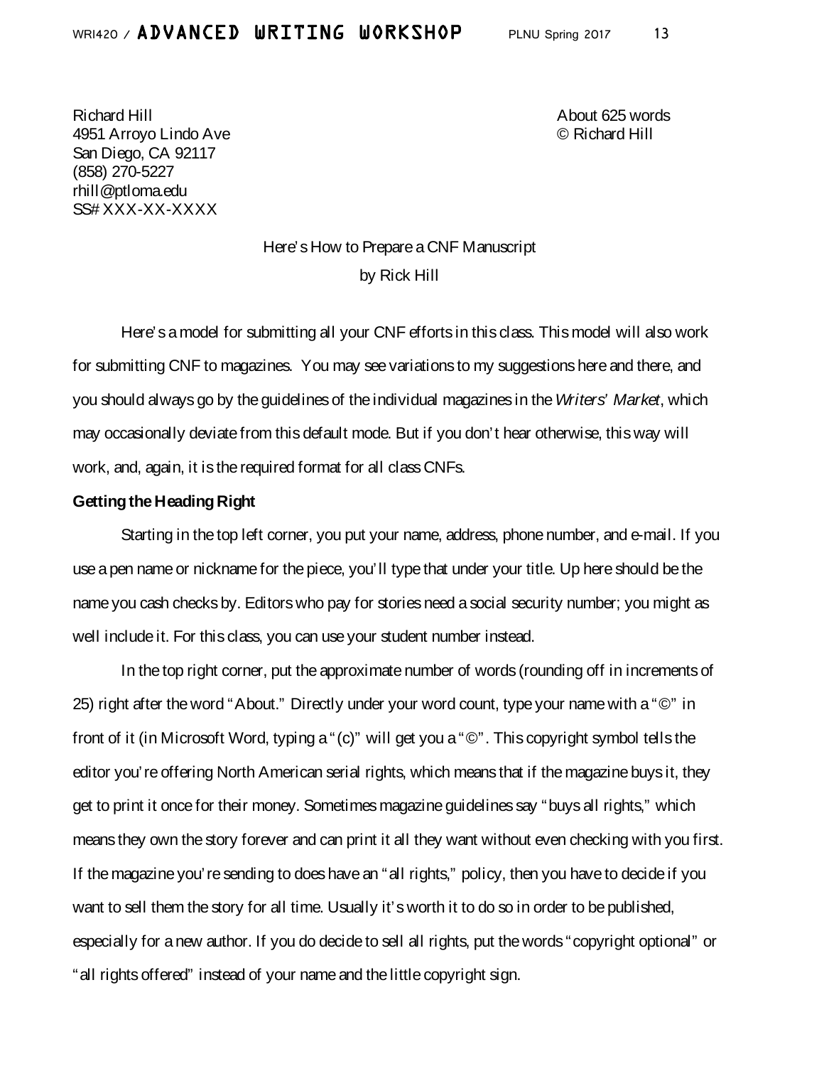Richard Hill
4951 Arroyo Lindo Ave
San Diego, CA 92117
(858) 270-5227
rhill@ptloma.edu
SS# XXX-XX-XXXX

About 625 words
© Richard Hill

Here's How to Prepare a CNF Manuscript

by Rick Hill

Here's a model for submitting all your CNF efforts in this class. This model will also work for submitting CNF to magazines. You may see variations to my suggestions here and there, and you should always go by the guidelines of the individual magazines in the *Writers' Market*, which may occasionally deviate from this default mode. But if you don't hear otherwise, this way will work, and, again, it is the required format for all class CNFs.

**Getting the Heading Right**

Starting in the top left corner, you put your name, address, phone number, and e-mail. If you use a pen name or nickname for the piece, you'll type that under your title. Up here should be the name you cash checks by. Editors who pay for stories need a social security number; you might as well include it. For this class, you can use your student number instead.

In the top right corner, put the approximate number of words (rounding off in increments of 25) right after the word "About." Directly under your word count, type your name with a "©" in front of it (in Microsoft Word, typing a "(c)" will get you a "©". This copyright symbol tells the editor you're offering North American serial rights, which means that if the magazine buys it, they get to print it once for their money. Sometimes magazine guidelines say "buys all rights," which means they own the story forever and can print it all they want without even checking with you first. If the magazine you're sending to does have an "all rights," policy, then you have to decide if you want to sell them the story for all time. Usually it's worth it to do so in order to be published, especially for a new author. If you do decide to sell all rights, put the words "copyright optional" or "all rights offered" instead of your name and the little copyright sign.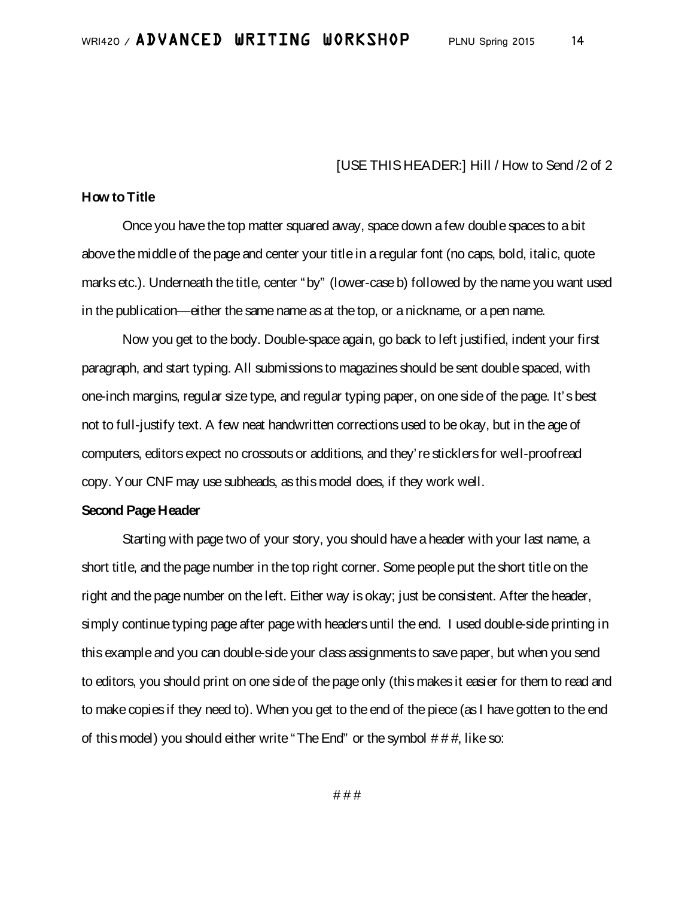[USE THIS HEADER:] Hill / How to Send /2 of 2

**How to Title**

Once you have the top matter squared away, space down a few double spaces to a bit above the middle of the page and center your title in a regular font (no caps, bold, italic, quote marks etc.). Underneath the title, center "by" (lower-case b) followed by the name you want used in the publication—either the same name as at the top, or a nickname, or a pen name.

Now you get to the body. Double-space again, go back to left justified, indent your first paragraph, and start typing. All submissions to magazines should be sent double spaced, with one-inch margins, regular size type, and regular typing paper, on one side of the page. It's best not to full-justify text. A few neat handwritten corrections used to be okay, but in the age of computers, editors expect no crossouts or additions, and they're sticklers for well-proofread copy. Your CNF may use subheads, as this model does, if they work well.

**Second Page Header**

Starting with page two of your story, you should have a header with your last name, a short title, and the page number in the top right corner. Some people put the short title on the right and the page number on the left. Either way is okay; just be consistent. After the header, simply continue typing page after page with headers until the end. I used double-side printing in this example and you can double-side your class assignments to save paper, but when you send to editors, you should print on one side of the page only (this makes it easier for them to read and to make copies if they need to). When you get to the end of the piece (as I have gotten to the end of this model) you should either write "The End" or the symbol # # #, like so:

# # #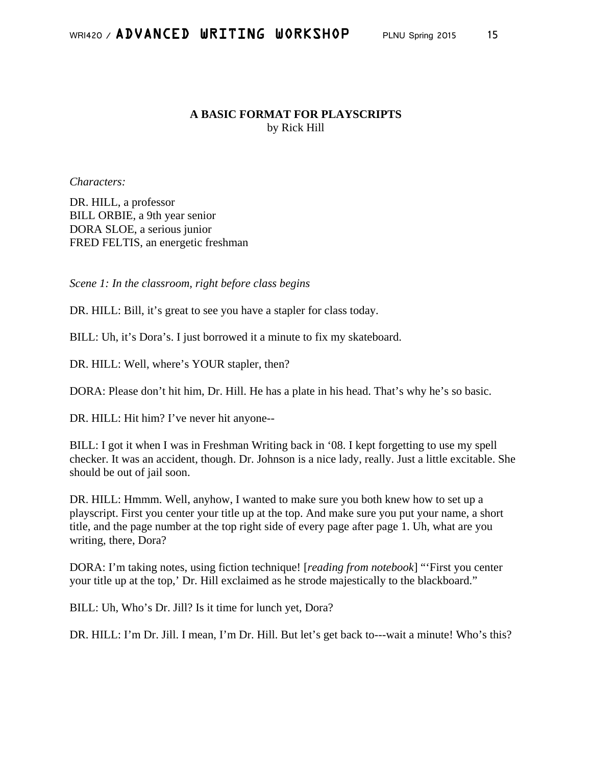**A BASIC FORMAT FOR PLAYSCRIPTS**
by Rick Hill

*Characters:*

DR. HILL, a professor
BILL ORBIE, a 9th year senior
DORA SLOE, a serious junior
FRED FELTIS, an energetic freshman

*Scene 1: In the classroom, right before class begins*

DR. HILL: Bill, it's great to see you have a stapler for class today.

BILL: Uh, it's Dora's. I just borrowed it a minute to fix my skateboard.

DR. HILL: Well, where's YOUR stapler, then?

DORA: Please don't hit him, Dr. Hill. He has a plate in his head. That's why he's so basic.

DR. HILL: Hit him? I've never hit anyone--

BILL: I got it when I was in Freshman Writing back in '08. I kept forgetting to use my spell checker. It was an accident, though. Dr. Johnson is a nice lady, really. Just a little excitable. She should be out of jail soon.

DR. HILL: Hmmm. Well, anyhow, I wanted to make sure you both knew how to set up a playscript. First you center your title up at the top. And make sure you put your name, a short title, and the page number at the top right side of every page after page 1. Uh, what are you writing, there, Dora?

DORA: I'm taking notes, using fiction technique! [*reading from notebook*] "'First you center your title up at the top,' Dr. Hill exclaimed as he strode majestically to the blackboard."

BILL: Uh, Who's Dr. Jill? Is it time for lunch yet, Dora?

DR. HILL: I'm Dr. Jill. I mean, I'm Dr. Hill. But let's get back to---wait a minute! Who's this?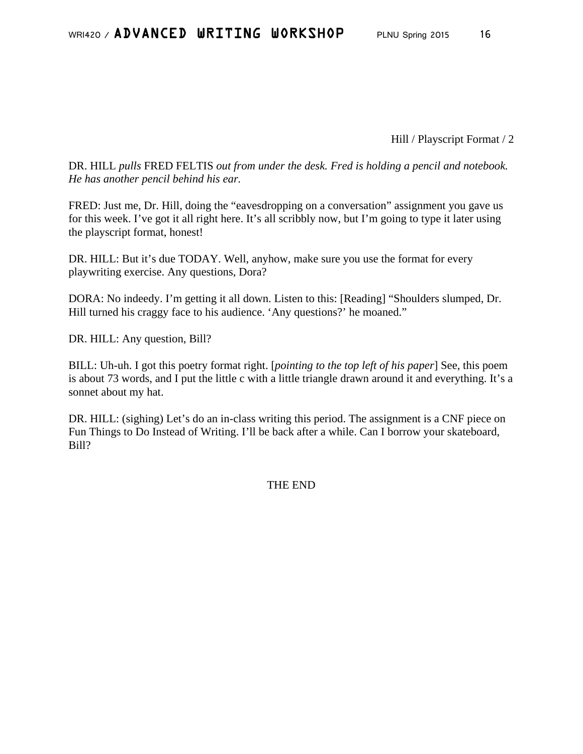Hill / Playscript Format / 2

DR. HILL *pulls* FRED FELTIS *out from under the desk. Fred is holding a pencil and notebook. He has another pencil behind his ear.*

FRED: Just me, Dr. Hill, doing the "eavesdropping on a conversation" assignment you gave us for this week. I've got it all right here. It's all scribbly now, but I'm going to type it later using the playscript format, honest!

DR. HILL: But it's due TODAY. Well, anyhow, make sure you use the format for every playwriting exercise. Any questions, Dora?

DORA: No indeedy. I'm getting it all down. Listen to this: [Reading] "Shoulders slumped, Dr. Hill turned his craggy face to his audience. 'Any questions?' he moaned."

DR. HILL: Any question, Bill?

BILL: Uh-uh. I got this poetry format right. [*pointing to the top left of his paper*] See, this poem is about 73 words, and I put the little c with a little triangle drawn around it and everything. It's a sonnet about my hat.

DR. HILL: (sighing) Let's do an in-class writing this period. The assignment is a CNF piece on Fun Things to Do Instead of Writing. I'll be back after a while. Can I borrow your skateboard, Bill?

THE END